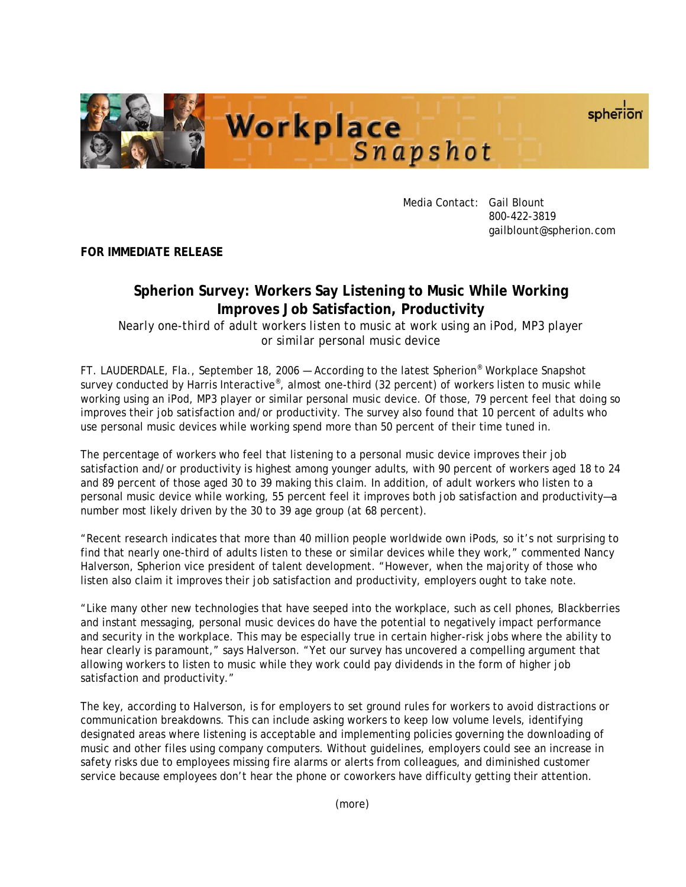Workplace Snapshot

spherion

Media Contact: Gail Blount
800-422-3819
gailblount@spherion.com

**FOR IMMEDIATE RELEASE**

## Spherion Survey: Workers Say Listening to Music While Working Improves Job Satisfaction, Productivity

*Nearly one-third of adult workers listen to music at work using an iPod, MP3 player or similar personal music device*

FT. LAUDERDALE, Fla., September 18, 2006 — According to the latest Spherion® Workplace Snapshot survey conducted by Harris Interactive®, almost one-third (32 percent) of workers listen to music while working using an iPod, MP3 player or similar personal music device. Of those, 79 percent feel that doing so improves their job satisfaction and/or productivity. The survey also found that 10 percent of adults who use personal music devices while working spend more than 50 percent of their time tuned in.

The percentage of workers who feel that listening to a personal music device improves their job satisfaction and/or productivity is highest among younger adults, with 90 percent of workers aged 18 to 24 and 89 percent of those aged 30 to 39 making this claim. In addition, of adult workers who listen to a personal music device while working, 55 percent feel it improves both job satisfaction and productivity—a number most likely driven by the 30 to 39 age group (at 68 percent).

"Recent research indicates that more than 40 million people worldwide own iPods, so it's not surprising to find that nearly one-third of adults listen to these or similar devices while they work," commented Nancy Halverson, Spherion vice president of talent development. "However, when the majority of those who listen also claim it improves their job satisfaction and productivity, employers ought to take note.

"Like many other new technologies that have seeped into the workplace, such as cell phones, Blackberries and instant messaging, personal music devices do have the potential to negatively impact performance and security in the workplace. This may be especially true in certain higher-risk jobs where the ability to hear clearly is paramount," says Halverson. "Yet our survey has uncovered a compelling argument that allowing workers to listen to music while they work could pay dividends in the form of higher job satisfaction and productivity."

The key, according to Halverson, is for employers to set ground rules for workers to avoid distractions or communication breakdowns. This can include asking workers to keep low volume levels, identifying designated areas where listening is acceptable and implementing policies governing the downloading of music and other files using company computers. Without guidelines, employers could see an increase in safety risks due to employees missing fire alarms or alerts from colleagues, and diminished customer service because employees don't hear the phone or coworkers have difficulty getting their attention.

(more)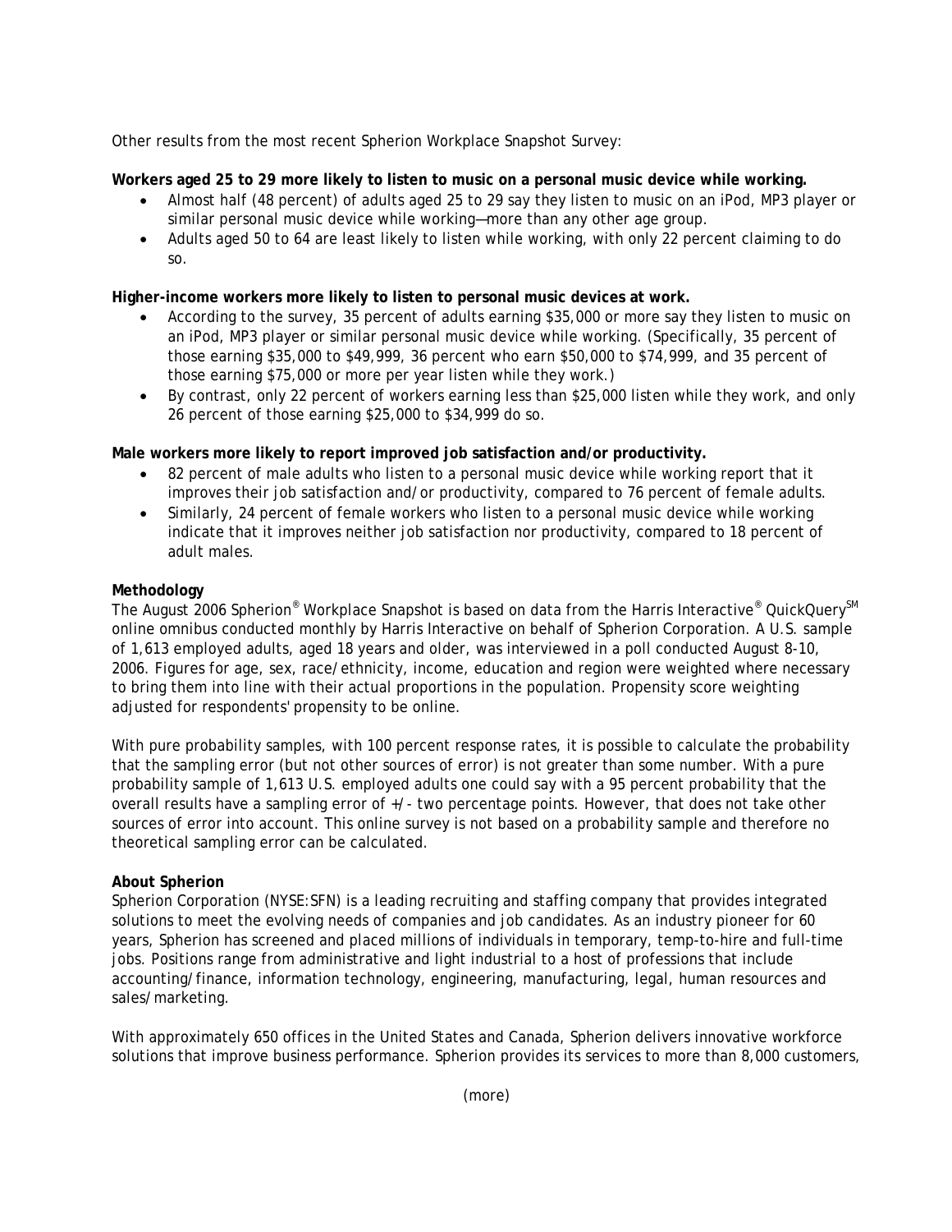Other results from the most recent Spherion Workplace Snapshot Survey:

**Workers aged 25 to 29 more likely to listen to music on a personal music device while working.**

- Almost half (48 percent) of adults aged 25 to 29 say they listen to music on an iPod, MP3 player or similar personal music device while working—more than any other age group.
- Adults aged 50 to 64 are least likely to listen while working, with only 22 percent claiming to do so.

**Higher-income workers more likely to listen to personal music devices at work.**

- According to the survey, 35 percent of adults earning $35,000 or more say they listen to music on an iPod, MP3 player or similar personal music device while working. (Specifically, 35 percent of those earning $35,000 to $49,999, 36 percent who earn $50,000 to $74,999, and 35 percent of those earning $75,000 or more per year listen while they work.)
- By contrast, only 22 percent of workers earning less than $25,000 listen while they work, and only 26 percent of those earning $25,000 to $34,999 do so.

**Male workers more likely to report improved job satisfaction and/or productivity.**

- 82 percent of male adults who listen to a personal music device while working report that it improves their job satisfaction and/or productivity, compared to 76 percent of female adults.
- Similarly, 24 percent of female workers who listen to a personal music device while working indicate that it improves neither job satisfaction nor productivity, compared to 18 percent of adult males.

**Methodology**

The August 2006 Spherion® Workplace Snapshot is based on data from the Harris Interactive® QuickQuery℠ online omnibus conducted monthly by Harris Interactive on behalf of Spherion Corporation. A U.S. sample of 1,613 employed adults, aged 18 years and older, was interviewed in a poll conducted August 8-10, 2006. Figures for age, sex, race/ethnicity, income, education and region were weighted where necessary to bring them into line with their actual proportions in the population. Propensity score weighting adjusted for respondents' propensity to be online.

With pure probability samples, with 100 percent response rates, it is possible to calculate the probability that the sampling error (but not other sources of error) is not greater than some number. With a pure probability sample of 1,613 U.S. employed adults one could say with a 95 percent probability that the overall results have a sampling error of +/- two percentage points. However, that does not take other sources of error into account. This online survey is not based on a probability sample and therefore no theoretical sampling error can be calculated.

**About Spherion**

Spherion Corporation (NYSE:SFN) is a leading recruiting and staffing company that provides integrated solutions to meet the evolving needs of companies and job candidates. As an industry pioneer for 60 years, Spherion has screened and placed millions of individuals in temporary, temp-to-hire and full-time jobs. Positions range from administrative and light industrial to a host of professions that include accounting/finance, information technology, engineering, manufacturing, legal, human resources and sales/marketing.

With approximately 650 offices in the United States and Canada, Spherion delivers innovative workforce solutions that improve business performance. Spherion provides its services to more than 8,000 customers,

(more)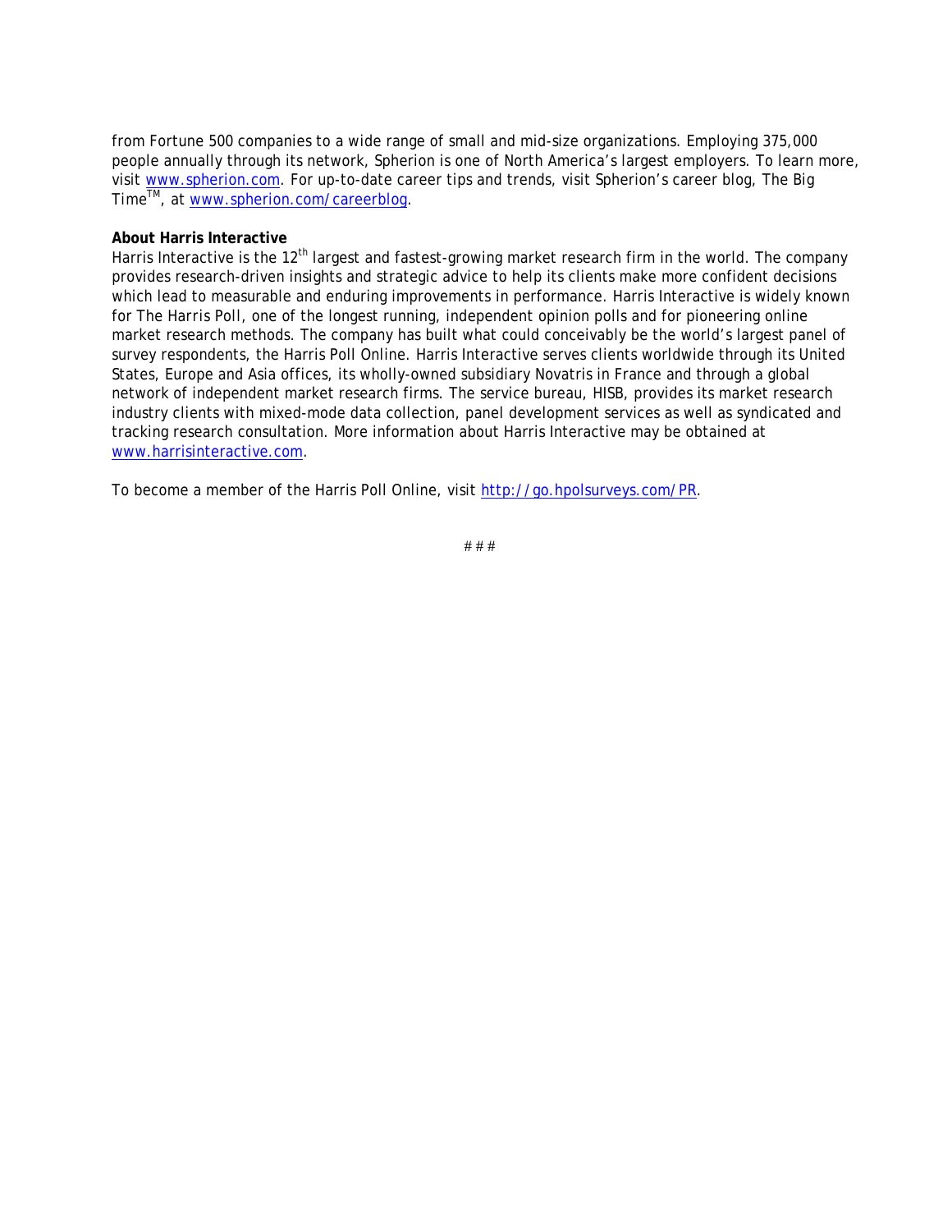from Fortune 500 companies to a wide range of small and mid-size organizations. Employing 375,000 people annually through its network, Spherion is one of North America's largest employers. To learn more, visit www.spherion.com. For up-to-date career tips and trends, visit Spherion's career blog, The Big Time™, at www.spherion.com/careerblog.

**About Harris Interactive**

Harris Interactive is the 12th largest and fastest-growing market research firm in the world. The company provides research-driven insights and strategic advice to help its clients make more confident decisions which lead to measurable and enduring improvements in performance. Harris Interactive is widely known for The Harris Poll, one of the longest running, independent opinion polls and for pioneering online market research methods. The company has built what could conceivably be the world's largest panel of survey respondents, the Harris Poll Online. Harris Interactive serves clients worldwide through its United States, Europe and Asia offices, its wholly-owned subsidiary Novatris in France and through a global network of independent market research firms. The service bureau, HISB, provides its market research industry clients with mixed-mode data collection, panel development services as well as syndicated and tracking research consultation. More information about Harris Interactive may be obtained at www.harrisinteractive.com.

To become a member of the Harris Poll Online, visit http://go.hpolsurveys.com/PR.

# # #